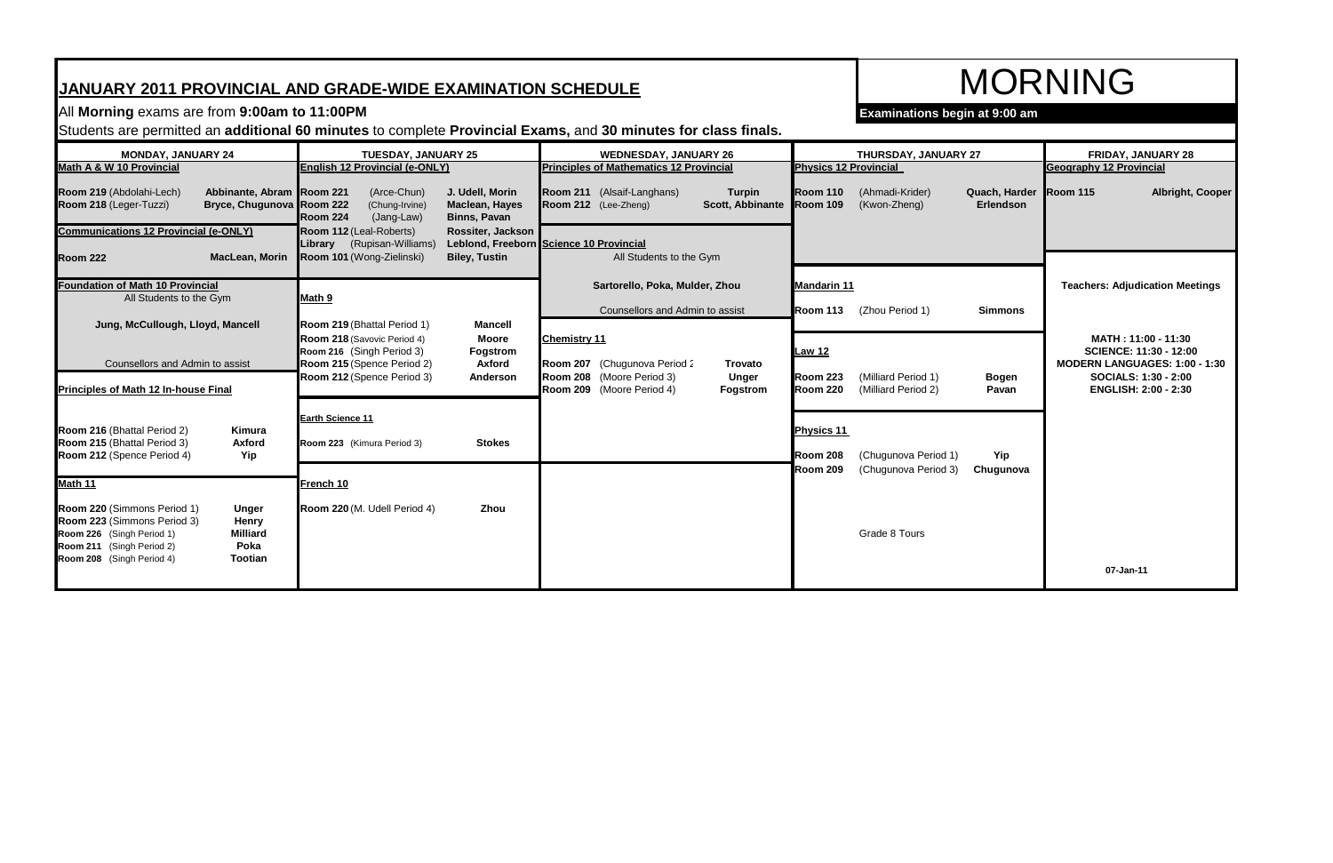# JANUARY 2011 PROVINCIAL AND GRADE-WIDE EXAMINATION SCHEDULE

# MORNING

All **Morning** exams are from **9:00am to 11:00PM**

**Examinations begin at 9:00 am**

Students are permitted an **additional 60 minutes** to complete **Provincial Exams**, and **30 minutes for class finals.**

## MONDAY, JANUARY 24

**Math A & W 10 Provincial**

| Room | Supervisors |
|---|---|
| **Room 219** (Abdolahi-Lech) | **Abbinante, Abram** |
| **Room 218** (Leger-Tuzzi) | **Bryce, Chugunova** |

**Communications 12 Provincial (e-ONLY)**

| Room | Supervisors |
|---|---|
| **Room 222** | **MacLean, Morin** |

**Foundation of Math 10 Provincial**

All Students to the Gym

**Jung, McCullough, Lloyd, Mancell**

Counsellors and Admin to assist

**Principles of Math 12 In-house Final**

| Room | Supervisors |
|---|---|
| **Room 216** (Bhattal Period 2) | **Kimura** |
| **Room 215** (Bhattal Period 3) | **Axford** |
| **Room 212** (Spence Period 4) | **Yip** |

**Math 11**

| Room | Supervisors |
|---|---|
| **Room 220** (Simmons Period 1) | **Unger** |
| **Room 223** (Simmons Period 3) | **Henry** |
| **Room 226** (Singh Period 1) | **Milliard** |
| **Room 211** (Singh Period 2) | **Poka** |
| **Room 208** (Singh Period 4) | **Tootian** |

## TUESDAY, JANUARY 25

**English 12 Provincial (e-ONLY)**

| Room | Supervisors |
|---|---|
| **Room 221** (Arce-Chun) | **J. Udell, Morin** |
| **Room 222** (Chung-Irvine) | **Maclean, Hayes** |
| **Room 224** (Jang-Law) | **Binns, Pavan** |
| **Room 112** (Leal-Roberts) | **Rossiter, Jackson** |
| Library (Rupisan-Williams) | **Leblond, Freeborn** |
| **Room 101** (Wong-Zielinski) | **Biley, Tustin** |

**Math 9**

| Room | Supervisors |
|---|---|
| **Room 219** (Bhattal Period 1) | **Mancell** |
| **Room 218** (Savovic Period 4) | **Moore** |
| **Room 216** (Singh Period 3) | **Fogstrom** |
| **Room 215** (Spence Period 2) | **Axford** |
| **Room 212** (Spence Period 3) | **Anderson** |

**Earth Science 11**

| Room | Supervisors |
|---|---|
| **Room 223** (Kimura Period 3) | **Stokes** |

**French 10**

| Room | Supervisors |
|---|---|
| **Room 220** (M. Udell Period 4) | **Zhou** |

## WEDNESDAY, JANUARY 26

**Principles of Mathematics 12 Provincial**

| Room | Supervisors |
|---|---|
| **Room 211** (Alsaif-Langhans) | **Turpin** |
| **Room 212** (Lee-Zheng) | **Scott, Abbinante** |

**Science 10 Provincial**

All Students to the Gym

**Sartorello, Poka, Mulder, Zhou**

Counsellors and Admin to assist

**Chemistry 11**

| Room | Supervisors |
|---|---|
| **Room 207** (Chugunova Period 2 | **Trovato** |
| **Room 208** (Moore Period 3) | **Unger** |
| **Room 209** (Moore Period 4) | **Fogstrom** |

## THURSDAY, JANUARY 27

**Physics 12 Provincial**

| Room | Supervisors |
|---|---|
| **Room 110** (Ahmadi-Krider) | **Quach, Harder** |
| **Room 109** (Kwon-Zheng) | **Erlendson** |

**Mandarin 11**

| Room | Supervisors |
|---|---|
| **Room 113** (Zhou Period 1) | **Simmons** |

**Law 12**

| Room | Supervisors |
|---|---|
| **Room 223** (Milliard Period 1) | **Bogen** |
| **Room 220** (Milliard Period 2) | **Pavan** |

**Physics 11**

| Room | Supervisors |
|---|---|
| **Room 208** (Chugunova Period 1) | **Yip** |
| **Room 209** (Chugunova Period 3) | **Chugunova** |

Grade 8 Tours

## FRIDAY, JANUARY 28

**Geography 12 Provincial**

| Room | Supervisors |
|---|---|
| **Room 115** | **Albright, Cooper** |

**Teachers: Adjudication Meetings**

**MATH : 11:00 - 11:30**
**SCIENCE: 11:30 - 12:00**
**MODERN LANGUAGES: 1:00 - 1:30**
**SOCIALS: 1:30 - 2:00**
**ENGLISH: 2:00 - 2:30**

**07-Jan-11**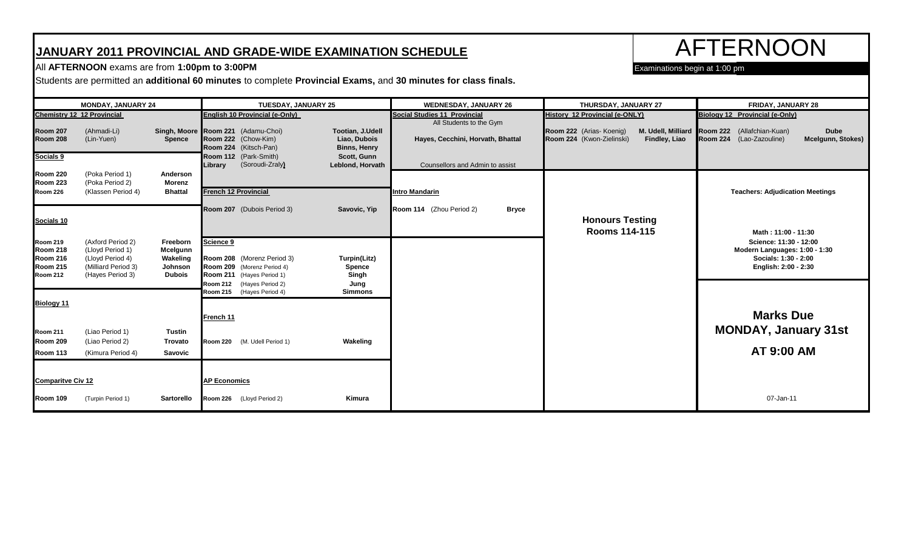# JANUARY 2011 PROVINCIAL AND GRADE-WIDE EXAMINATION SCHEDULE

# AFTERNOON

Examinations begin at 1:00 pm

All **AFTERNOON** exams are from **1:00pm to 3:00PM**

Students are permitted an **additional 60 minutes** to complete **Provincial Exams,** and **30 minutes for class finals.**

| MONDAY, JANUARY 24 | | | TUESDAY, JANUARY 25 | | | WEDNESDAY, JANUARY 26 | | THURSDAY, JANUARY 27 | | FRIDAY, JANUARY 28 | | |
|---|---|---|---|---|---|---|---|---|---|---|---|---|
| **Chemistry 12 12 Provincial** | | | **English 10 Provincial (e-Only)** | | | **Social Studies 11 Provincial** All Students to the Gym | | **History 12 Provincial (e-ONLY)** | | **Biology 12 Provincial (e-Only)** | | |
| **Room 207** | (Ahmadi-Li) | **Singh, Moore** | **Room 221** | (Adamu-Choi) | **Tootian, J.Udell** | **Hayes, Cecchini, Horvath, Bhattal** | | **Room 222** (Arias- Koenig) | **M. Udell, Milliard** | **Room 222** | (Allafchian-Kuan) | **Dube** |
| **Room 208** | (Lin-Yuen) | **Spence** | **Room 222** | (Chow-Kim) | **Liao, Dubois** | | | **Room 224** (Kwon-Zielinski) | **Findley, Liao** | **Room 224** | (Lao-Zazouline) | **Mcelgunn, Stokes)** |
| | | | **Room 224** | (Kitsch-Pan) | **Binns, Henry** | | | | | | | |
| **Socials 9** | | | **Room 112** | (Park-Smith) | **Scott, Gunn** | | | | | | | |
| | | | **Library** | (Soroudi-Zraly) | **Leblond, Horvath** | Counsellors and Admin to assist | | | | | | |
| **Room 220** | (Poka Period 1) | **Anderson** | | | | | | | | **Teachers: Adjudication Meetings** | | |
| **Room 223** | (Poka Period 2) | **Morenz** | | | | | | | | | | |
| **Room 226** | (Klassen Period 4) | **Bhattal** | **French 12 Provincial** | | | **Intro Mandarin** | | | | | | |
| | | | **Room 207** | (Dubois Period 3) | **Savovic, Yip** | **Room 114** (Zhou Period 2) | **Bryce** | **Honours Testing Rooms 114-115** | | | | |
| **Socials 10** | | | | | | | | | | **Math : 11:00 - 11:30** | | |
| **Room 219** | (Axford Period 2) | **Freeborn** | **Science 9** | | | | | | | **Science: 11:30 - 12:00** | | |
| **Room 218** | (Lloyd Period 1) | **Mcelgunn** | | | | | | | | **Modern Languages: 1:00 - 1:30** | | |
| **Room 216** | (Lloyd Period 4) | **Wakeling** | **Room 208** | (Morenz Period 3) | **Turpin(Litz)** | | | | | **Socials: 1:30 - 2:00** | | |
| **Room 215** | (Milliard Period 3) | **Johnson** | **Room 209** | (Morenz Period 4) | **Spence** | | | | | **English: 2:00 - 2:30** | | |
| **Room 212** | (Hayes Period 3) | **Dubois** | **Room 211** | (Hayes Period 1) | **Singh** | | | | | | | |
| | | | **Room 212** | (Hayes Period 2) | **Jung** | | | | | | | |
| | | | **Room 215** | (Hayes Period 4) | **Simmons** | | | | | | | |
| **Biology 11** | | | **French 11** | | | | | | | **Marks Due** | | |
| **Room 211** | (Liao Period 1) | **Tustin** | | | | | | | | **MONDAY, January 31st** | | |
| **Room 209** | (Liao Period 2) | **Trovato** | **Room 220** | (M. Udell Period 1) | **Wakeling** | | | | | | | |
| **Room 113** | (Kimura Period 4) | **Savovic** | | | | | | | | **AT 9:00 AM** | | |
| **Comparitve Civ 12** | | | **AP Economics** | | | | | | | | | |
| **Room 109** | (Turpin Period 1) | **Sartorello** | **Room 226** | (Lloyd Period 2) | **Kimura** | | | | | 07-Jan-11 | | |